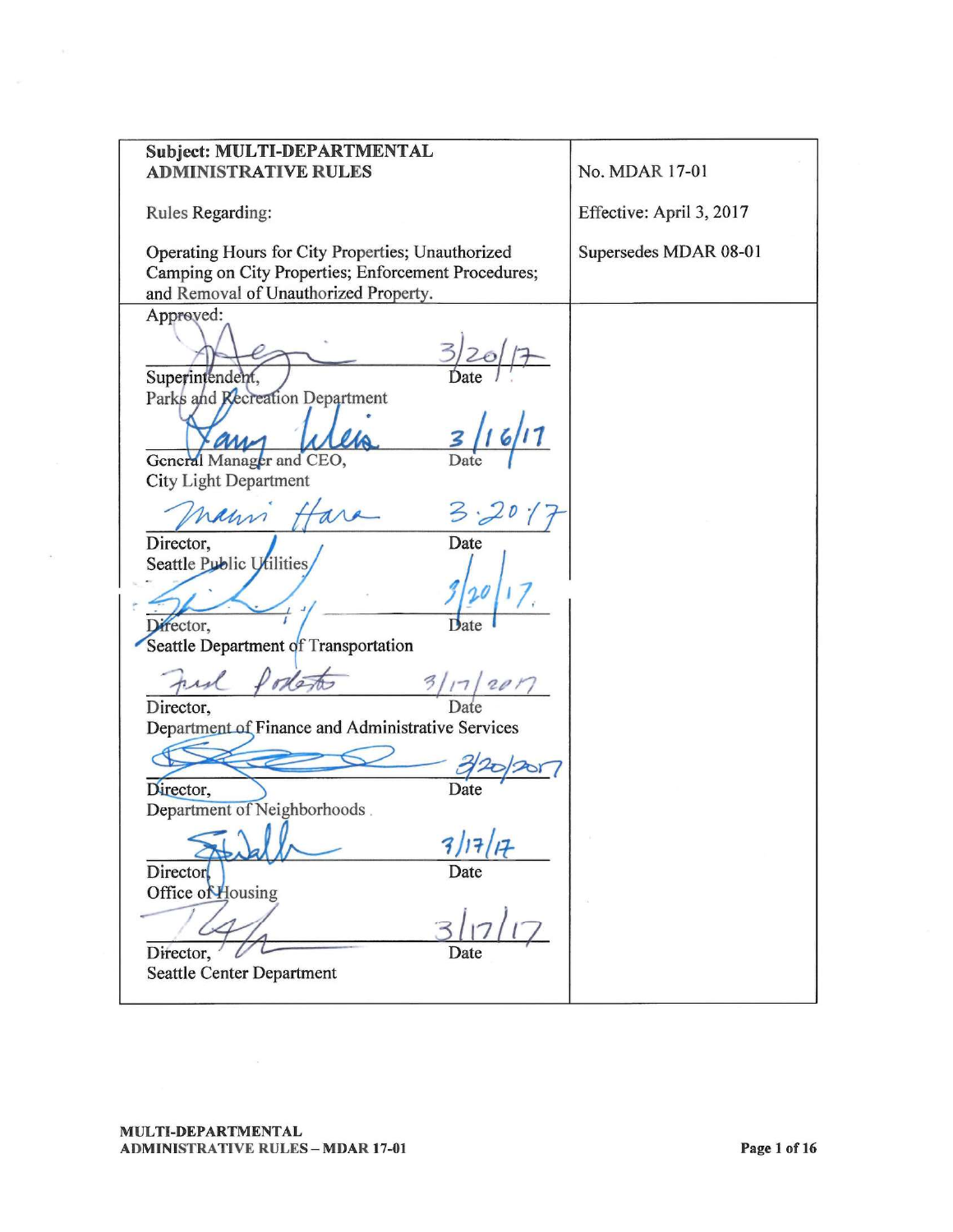| Subject: **MULTI-DEPARTMENTAL ADMINISTRATIVE RULES**<br><br>Rules Regarding:<br><br>Operating Hours for City Properties; Unauthorized Camping on City Properties; Enforcement Procedures; and Removal of Unauthorized Property. | No. MDAR 17-01<br><br>Effective: April 3, 2017<br><br>Supersedes MDAR 08-01 |
|---|---|
| Approved:<br><br>_______________ 3/20/17<br>Superintendent, Parks and Recreation Department — Date<br><br>_______________ 3/16/17<br>General Manager and CEO, City Light Department — Date<br><br>_______________ 3.20.17<br>Director, Seattle Public Utilities — Date<br><br>_______________ 3/20/17<br>Director, Seattle Department of Transportation — Date<br><br>_______________ 3/17/2017<br>Director, Department of Finance and Administrative Services — Date<br><br>_______________ 3/20/2017<br>Director, Department of Neighborhoods — Date<br><br>_______________ 3/17/17<br>Director, Office of Housing — Date<br><br>_______________ 3/17/17<br>Director, Seattle Center Department — Date | |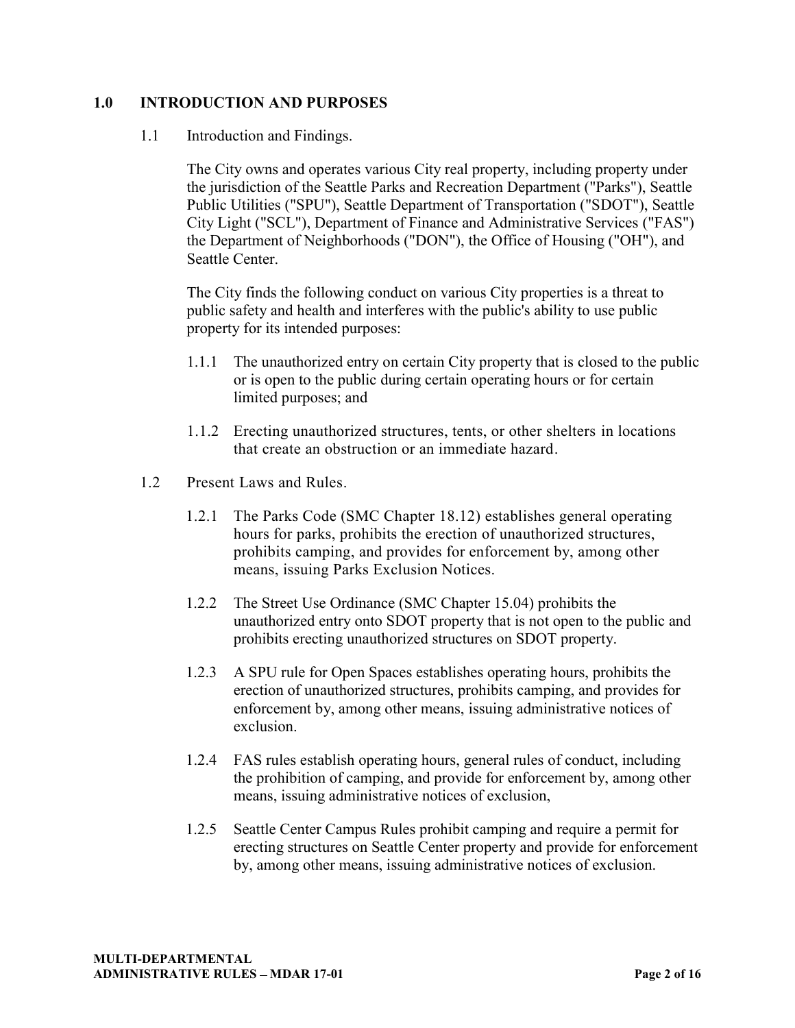## 1.0 INTRODUCTION AND PURPOSES

1.1 Introduction and Findings.

The City owns and operates various City real property, including property under the jurisdiction of the Seattle Parks and Recreation Department ("Parks"), Seattle Public Utilities ("SPU"), Seattle Department of Transportation ("SDOT"), Seattle City Light ("SCL"), Department of Finance and Administrative Services ("FAS") the Department of Neighborhoods ("DON"), the Office of Housing ("OH"), and Seattle Center.

The City finds the following conduct on various City properties is a threat to public safety and health and interferes with the public's ability to use public property for its intended purposes:

1.1.1 The unauthorized entry on certain City property that is closed to the public or is open to the public during certain operating hours or for certain limited purposes; and

1.1.2 Erecting unauthorized structures, tents, or other shelters in locations that create an obstruction or an immediate hazard.

1.2 Present Laws and Rules.

1.2.1 The Parks Code (SMC Chapter 18.12) establishes general operating hours for parks, prohibits the erection of unauthorized structures, prohibits camping, and provides for enforcement by, among other means, issuing Parks Exclusion Notices.

1.2.2 The Street Use Ordinance (SMC Chapter 15.04) prohibits the unauthorized entry onto SDOT property that is not open to the public and prohibits erecting unauthorized structures on SDOT property.

1.2.3 A SPU rule for Open Spaces establishes operating hours, prohibits the erection of unauthorized structures, prohibits camping, and provides for enforcement by, among other means, issuing administrative notices of exclusion.

1.2.4 FAS rules establish operating hours, general rules of conduct, including the prohibition of camping, and provide for enforcement by, among other means, issuing administrative notices of exclusion,

1.2.5 Seattle Center Campus Rules prohibit camping and require a permit for erecting structures on Seattle Center property and provide for enforcement by, among other means, issuing administrative notices of exclusion.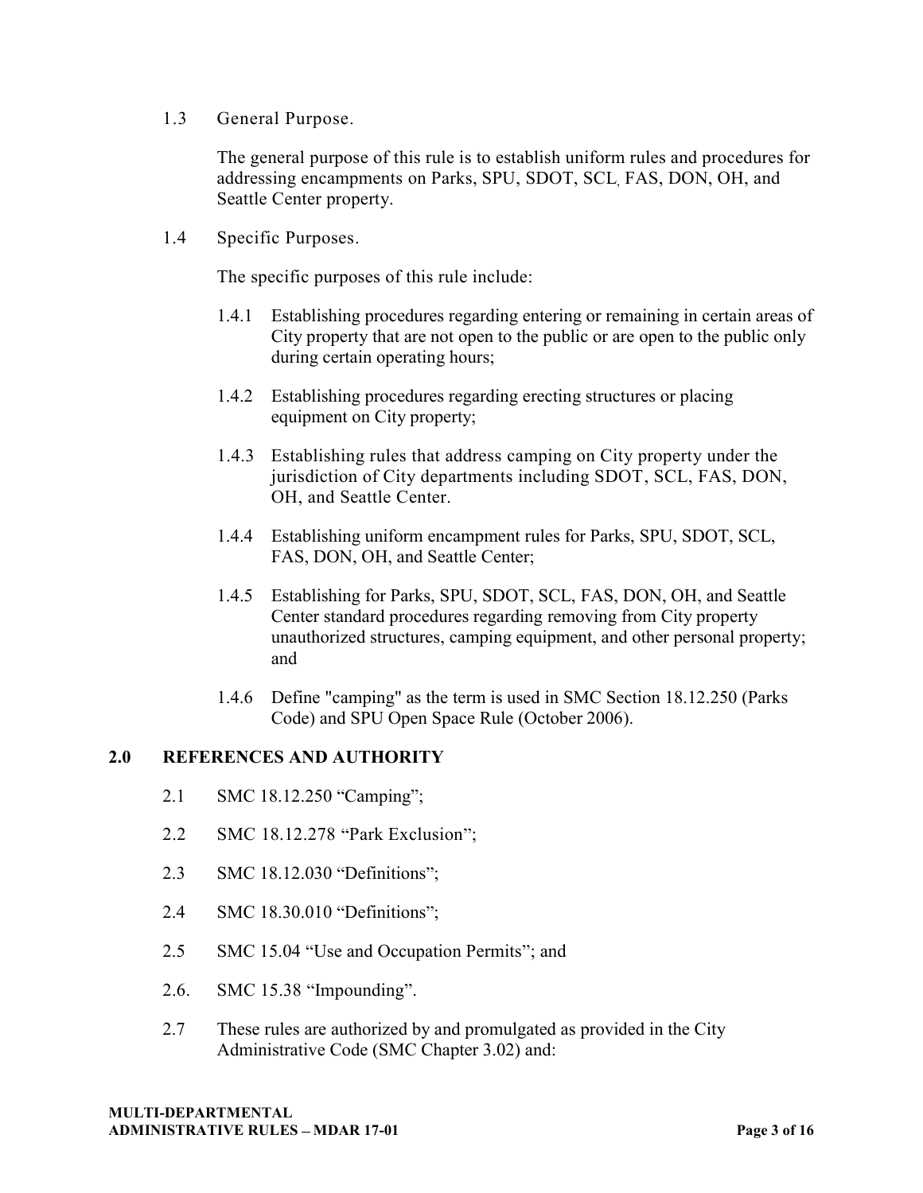1.3 General Purpose.

The general purpose of this rule is to establish uniform rules and procedures for addressing encampments on Parks, SPU, SDOT, SCL, FAS, DON, OH, and Seattle Center property.

1.4 Specific Purposes.

The specific purposes of this rule include:

1.4.1 Establishing procedures regarding entering or remaining in certain areas of City property that are not open to the public or are open to the public only during certain operating hours;

1.4.2 Establishing procedures regarding erecting structures or placing equipment on City property;

1.4.3 Establishing rules that address camping on City property under the jurisdiction of City departments including SDOT, SCL, FAS, DON, OH, and Seattle Center.

1.4.4 Establishing uniform encampment rules for Parks, SPU, SDOT, SCL, FAS, DON, OH, and Seattle Center;

1.4.5 Establishing for Parks, SPU, SDOT, SCL, FAS, DON, OH, and Seattle Center standard procedures regarding removing from City property unauthorized structures, camping equipment, and other personal property; and

1.4.6 Define "camping" as the term is used in SMC Section 18.12.250 (Parks Code) and SPU Open Space Rule (October 2006).

## 2.0 REFERENCES AND AUTHORITY

2.1 SMC 18.12.250 “Camping”;

2.2 SMC 18.12.278 “Park Exclusion”;

2.3 SMC 18.12.030 “Definitions”;

2.4 SMC 18.30.010 “Definitions”;

2.5 SMC 15.04 “Use and Occupation Permits”; and

2.6. SMC 15.38 “Impounding”.

2.7 These rules are authorized by and promulgated as provided in the City Administrative Code (SMC Chapter 3.02) and: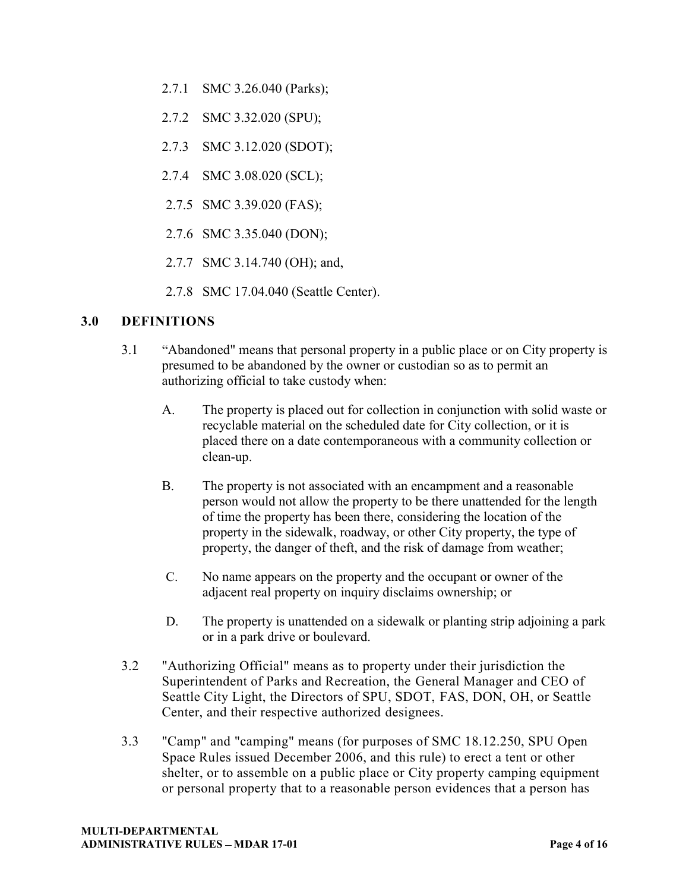2.7.1 SMC 3.26.040 (Parks);

2.7.2 SMC 3.32.020 (SPU);

2.7.3 SMC 3.12.020 (SDOT);

2.7.4 SMC 3.08.020 (SCL);

2.7.5 SMC 3.39.020 (FAS);

2.7.6 SMC 3.35.040 (DON);

2.7.7 SMC 3.14.740 (OH); and,

2.7.8 SMC 17.04.040 (Seattle Center).

## 3.0 DEFINITIONS

3.1 "Abandoned" means that personal property in a public place or on City property is presumed to be abandoned by the owner or custodian so as to permit an authorizing official to take custody when:

A. The property is placed out for collection in conjunction with solid waste or recyclable material on the scheduled date for City collection, or it is placed there on a date contemporaneous with a community collection or clean-up.

B. The property is not associated with an encampment and a reasonable person would not allow the property to be there unattended for the length of time the property has been there, considering the location of the property in the sidewalk, roadway, or other City property, the type of property, the danger of theft, and the risk of damage from weather;

C. No name appears on the property and the occupant or owner of the adjacent real property on inquiry disclaims ownership; or

D. The property is unattended on a sidewalk or planting strip adjoining a park or in a park drive or boulevard.

3.2 "Authorizing Official" means as to property under their jurisdiction the Superintendent of Parks and Recreation, the General Manager and CEO of Seattle City Light, the Directors of SPU, SDOT, FAS, DON, OH, or Seattle Center, and their respective authorized designees.

3.3 "Camp" and "camping" means (for purposes of SMC 18.12.250, SPU Open Space Rules issued December 2006, and this rule) to erect a tent or other shelter, or to assemble on a public place or City property camping equipment or personal property that to a reasonable person evidences that a person has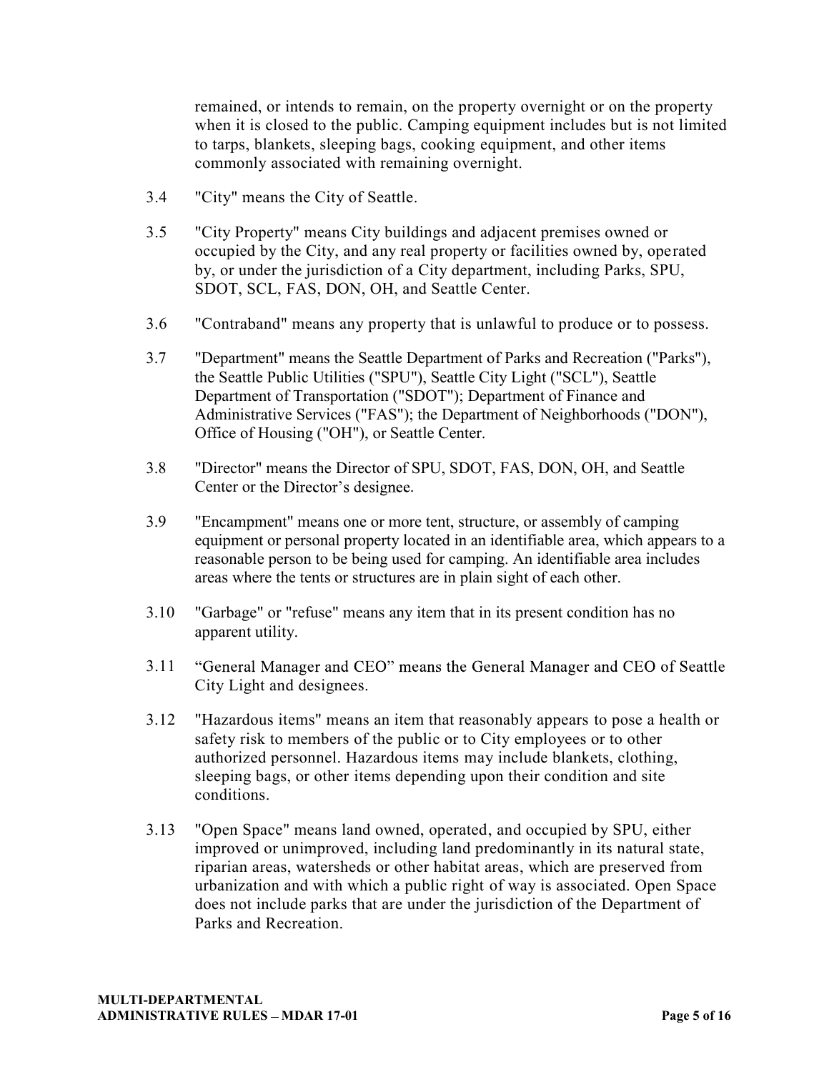remained, or intends to remain, on the property overnight or on the property when it is closed to the public. Camping equipment includes but is not limited to tarps, blankets, sleeping bags, cooking equipment, and other items commonly associated with remaining overnight.

3.4 "City" means the City of Seattle.

3.5 "City Property" means City buildings and adjacent premises owned or occupied by the City, and any real property or facilities owned by, operated by, or under the jurisdiction of a City department, including Parks, SPU, SDOT, SCL, FAS, DON, OH, and Seattle Center.

3.6 "Contraband" means any property that is unlawful to produce or to possess.

3.7 "Department" means the Seattle Department of Parks and Recreation ("Parks"), the Seattle Public Utilities ("SPU"), Seattle City Light ("SCL"), Seattle Department of Transportation ("SDOT"); Department of Finance and Administrative Services ("FAS"); the Department of Neighborhoods ("DON"), Office of Housing ("OH"), or Seattle Center.

3.8 "Director" means the Director of SPU, SDOT, FAS, DON, OH, and Seattle Center or the Director's designee.

3.9 "Encampment" means one or more tent, structure, or assembly of camping equipment or personal property located in an identifiable area, which appears to a reasonable person to be being used for camping. An identifiable area includes areas where the tents or structures are in plain sight of each other.

3.10 "Garbage" or "refuse" means any item that in its present condition has no apparent utility.

3.11 "General Manager and CEO" means the General Manager and CEO of Seattle City Light and designees.

3.12 "Hazardous items" means an item that reasonably appears to pose a health or safety risk to members of the public or to City employees or to other authorized personnel. Hazardous items may include blankets, clothing, sleeping bags, or other items depending upon their condition and site conditions.

3.13 "Open Space" means land owned, operated, and occupied by SPU, either improved or unimproved, including land predominantly in its natural state, riparian areas, watersheds or other habitat areas, which are preserved from urbanization and with which a public right of way is associated. Open Space does not include parks that are under the jurisdiction of the Department of Parks and Recreation.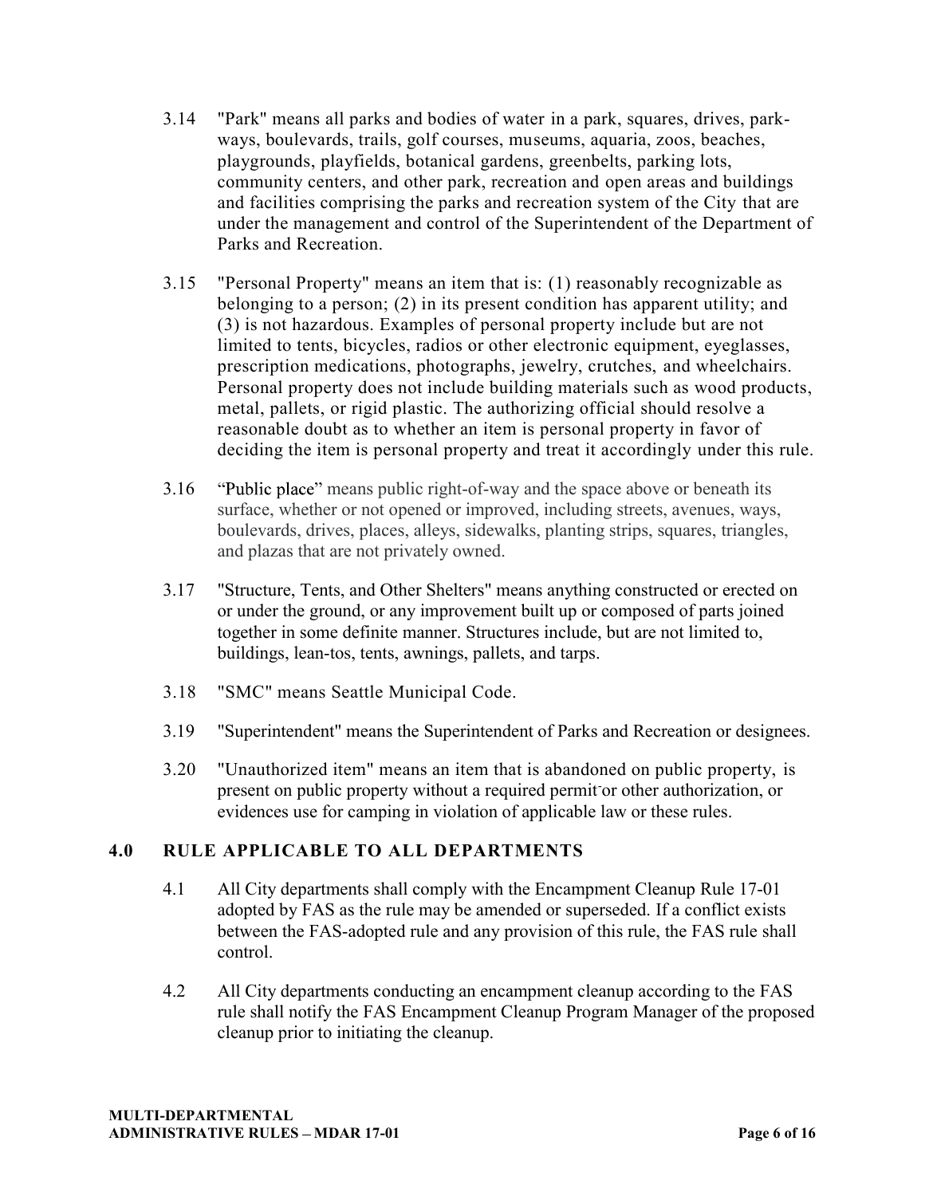3.14 "Park" means all parks and bodies of water in a park, squares, drives, parkways, boulevards, trails, golf courses, museums, aquaria, zoos, beaches, playgrounds, playfields, botanical gardens, greenbelts, parking lots, community centers, and other park, recreation and open areas and buildings and facilities comprising the parks and recreation system of the City that are under the management and control of the Superintendent of the Department of Parks and Recreation.

3.15 "Personal Property" means an item that is: (1) reasonably recognizable as belonging to a person; (2) in its present condition has apparent utility; and (3) is not hazardous. Examples of personal property include but are not limited to tents, bicycles, radios or other electronic equipment, eyeglasses, prescription medications, photographs, jewelry, crutches, and wheelchairs. Personal property does not include building materials such as wood products, metal, pallets, or rigid plastic. The authorizing official should resolve a reasonable doubt as to whether an item is personal property in favor of deciding the item is personal property and treat it accordingly under this rule.

3.16 "Public place" means public right-of-way and the space above or beneath its surface, whether or not opened or improved, including streets, avenues, ways, boulevards, drives, places, alleys, sidewalks, planting strips, squares, triangles, and plazas that are not privately owned.

3.17 "Structure, Tents, and Other Shelters" means anything constructed or erected on or under the ground, or any improvement built up or composed of parts joined together in some definite manner. Structures include, but are not limited to, buildings, lean-tos, tents, awnings, pallets, and tarps.

3.18 "SMC" means Seattle Municipal Code.

3.19 "Superintendent" means the Superintendent of Parks and Recreation or designees.

3.20 "Unauthorized item" means an item that is abandoned on public property, is present on public property without a required permit or other authorization, or evidences use for camping in violation of applicable law or these rules.

## 4.0 RULE APPLICABLE TO ALL DEPARTMENTS

4.1 All City departments shall comply with the Encampment Cleanup Rule 17-01 adopted by FAS as the rule may be amended or superseded. If a conflict exists between the FAS-adopted rule and any provision of this rule, the FAS rule shall control.

4.2 All City departments conducting an encampment cleanup according to the FAS rule shall notify the FAS Encampment Cleanup Program Manager of the proposed cleanup prior to initiating the cleanup.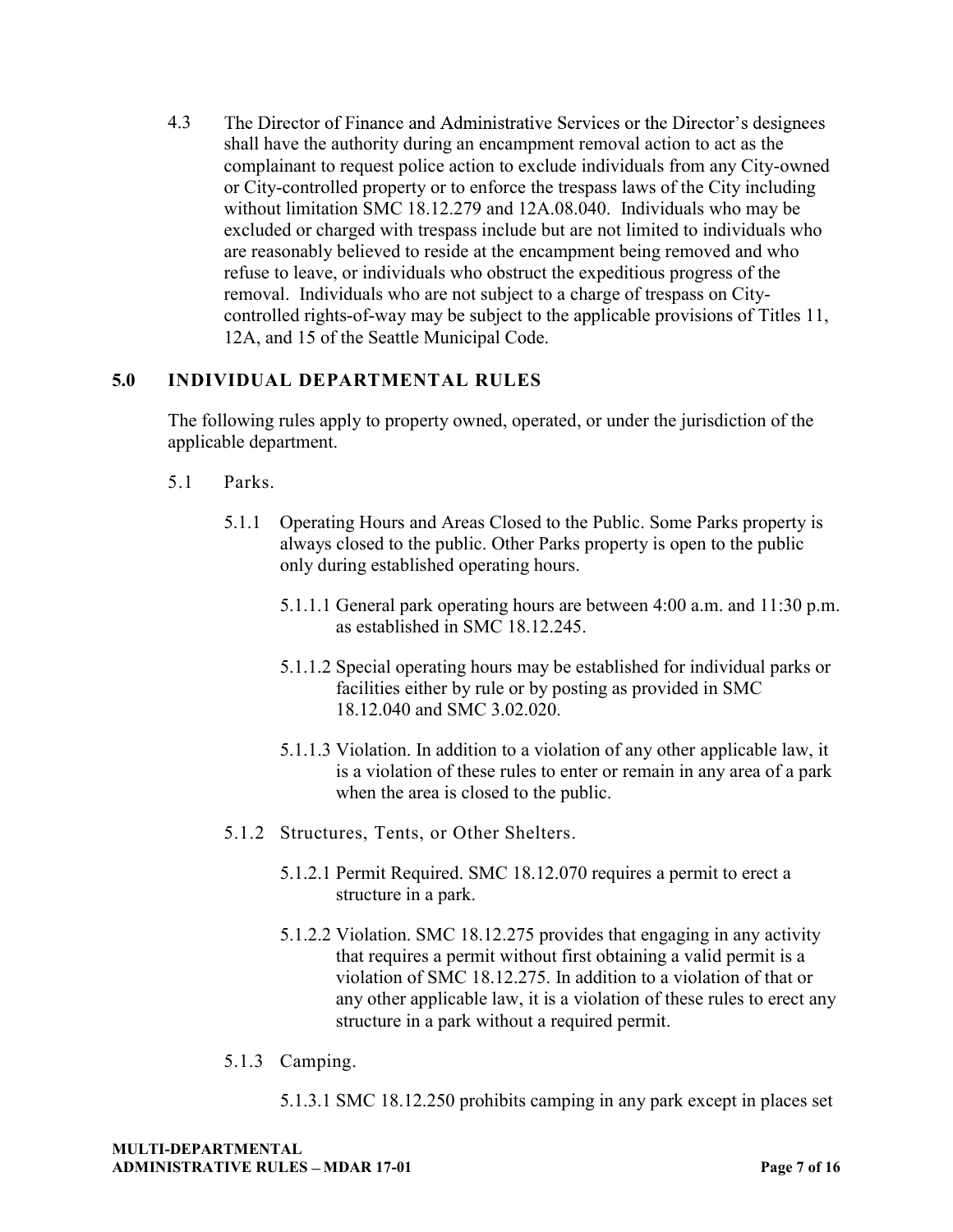4.3 The Director of Finance and Administrative Services or the Director's designees shall have the authority during an encampment removal action to act as the complainant to request police action to exclude individuals from any City-owned or City-controlled property or to enforce the trespass laws of the City including without limitation SMC 18.12.279 and 12A.08.040. Individuals who may be excluded or charged with trespass include but are not limited to individuals who are reasonably believed to reside at the encampment being removed and who refuse to leave, or individuals who obstruct the expeditious progress of the removal. Individuals who are not subject to a charge of trespass on City-controlled rights-of-way may be subject to the applicable provisions of Titles 11, 12A, and 15 of the Seattle Municipal Code.

## 5.0 INDIVIDUAL DEPARTMENTAL RULES

The following rules apply to property owned, operated, or under the jurisdiction of the applicable department.

5.1 Parks.

5.1.1 Operating Hours and Areas Closed to the Public. Some Parks property is always closed to the public. Other Parks property is open to the public only during established operating hours.

5.1.1.1 General park operating hours are between 4:00 a.m. and 11:30 p.m. as established in SMC 18.12.245.

5.1.1.2 Special operating hours may be established for individual parks or facilities either by rule or by posting as provided in SMC 18.12.040 and SMC 3.02.020.

5.1.1.3 Violation. In addition to a violation of any other applicable law, it is a violation of these rules to enter or remain in any area of a park when the area is closed to the public.

5.1.2 Structures, Tents, or Other Shelters.

5.1.2.1 Permit Required. SMC 18.12.070 requires a permit to erect a structure in a park.

5.1.2.2 Violation. SMC 18.12.275 provides that engaging in any activity that requires a permit without first obtaining a valid permit is a violation of SMC 18.12.275. In addition to a violation of that or any other applicable law, it is a violation of these rules to erect any structure in a park without a required permit.

5.1.3 Camping.

5.1.3.1 SMC 18.12.250 prohibits camping in any park except in places set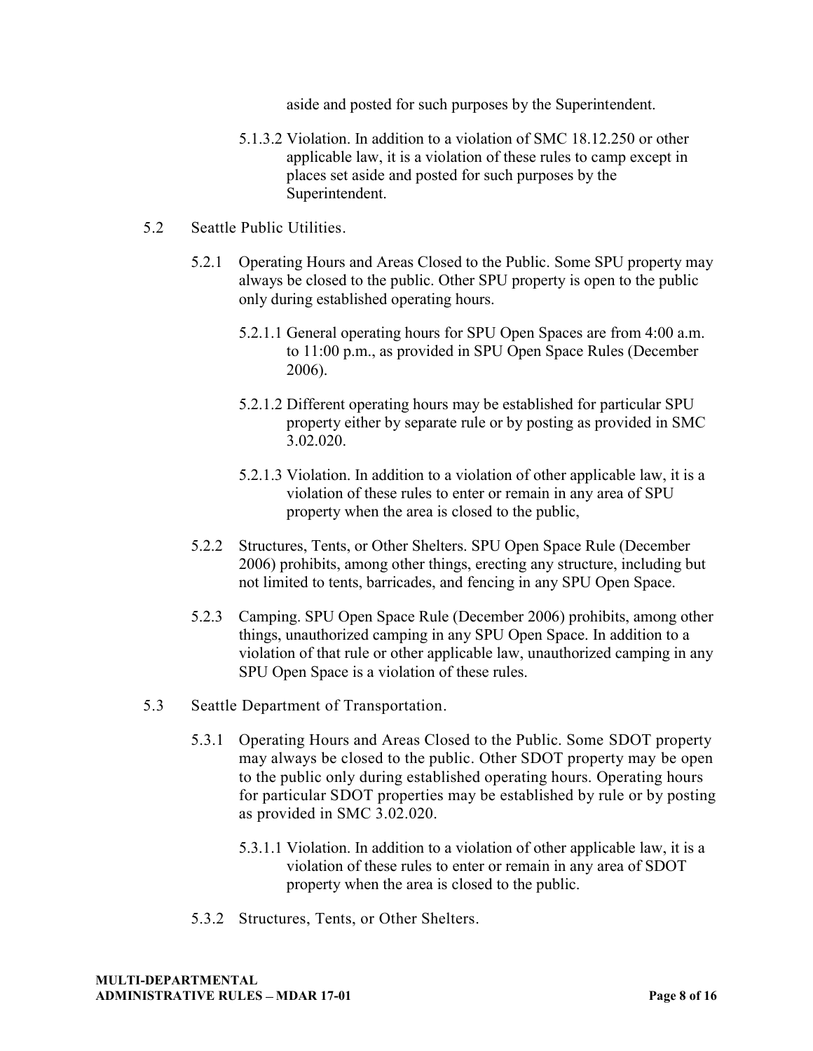aside and posted for such purposes by the Superintendent.

5.1.3.2 Violation. In addition to a violation of SMC 18.12.250 or other applicable law, it is a violation of these rules to camp except in places set aside and posted for such purposes by the Superintendent.

5.2 Seattle Public Utilities.

5.2.1 Operating Hours and Areas Closed to the Public. Some SPU property may always be closed to the public. Other SPU property is open to the public only during established operating hours.

5.2.1.1 General operating hours for SPU Open Spaces are from 4:00 a.m. to 11:00 p.m., as provided in SPU Open Space Rules (December 2006).

5.2.1.2 Different operating hours may be established for particular SPU property either by separate rule or by posting as provided in SMC 3.02.020.

5.2.1.3 Violation. In addition to a violation of other applicable law, it is a violation of these rules to enter or remain in any area of SPU property when the area is closed to the public,

5.2.2 Structures, Tents, or Other Shelters. SPU Open Space Rule (December 2006) prohibits, among other things, erecting any structure, including but not limited to tents, barricades, and fencing in any SPU Open Space.

5.2.3 Camping. SPU Open Space Rule (December 2006) prohibits, among other things, unauthorized camping in any SPU Open Space. In addition to a violation of that rule or other applicable law, unauthorized camping in any SPU Open Space is a violation of these rules.

5.3 Seattle Department of Transportation.

5.3.1 Operating Hours and Areas Closed to the Public. Some SDOT property may always be closed to the public. Other SDOT property may be open to the public only during established operating hours. Operating hours for particular SDOT properties may be established by rule or by posting as provided in SMC 3.02.020.

5.3.1.1 Violation. In addition to a violation of other applicable law, it is a violation of these rules to enter or remain in any area of SDOT property when the area is closed to the public.

5.3.2 Structures, Tents, or Other Shelters.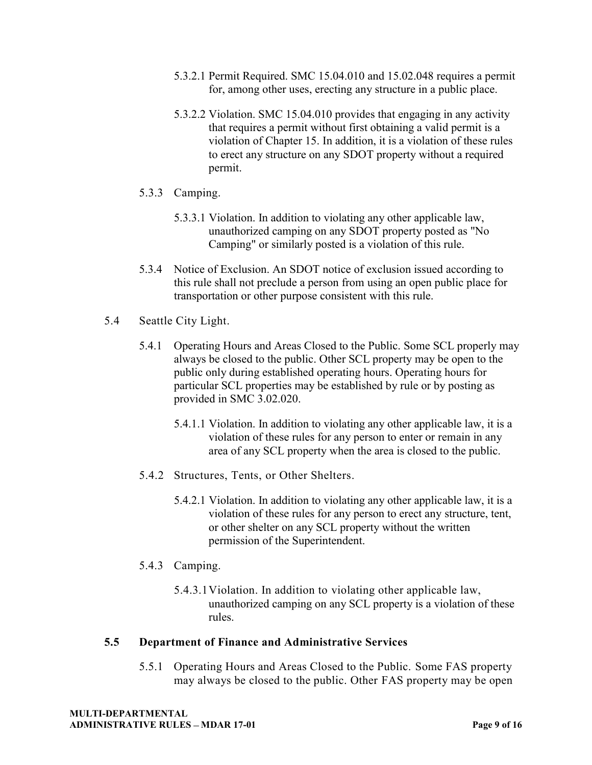5.3.2.1 Permit Required. SMC 15.04.010 and 15.02.048 requires a permit for, among other uses, erecting any structure in a public place.

5.3.2.2 Violation. SMC 15.04.010 provides that engaging in any activity that requires a permit without first obtaining a valid permit is a violation of Chapter 15. In addition, it is a violation of these rules to erect any structure on any SDOT property without a required permit.

5.3.3 Camping.

5.3.3.1 Violation. In addition to violating any other applicable law, unauthorized camping on any SDOT property posted as "No Camping" or similarly posted is a violation of this rule.

5.3.4 Notice of Exclusion. An SDOT notice of exclusion issued according to this rule shall not preclude a person from using an open public place for transportation or other purpose consistent with this rule.

5.4 Seattle City Light.

5.4.1 Operating Hours and Areas Closed to the Public. Some SCL properly may always be closed to the public. Other SCL property may be open to the public only during established operating hours. Operating hours for particular SCL properties may be established by rule or by posting as provided in SMC 3.02.020.

5.4.1.1 Violation. In addition to violating any other applicable law, it is a violation of these rules for any person to enter or remain in any area of any SCL property when the area is closed to the public.

5.4.2 Structures, Tents, or Other Shelters.

5.4.2.1 Violation. In addition to violating any other applicable law, it is a violation of these rules for any person to erect any structure, tent, or other shelter on any SCL property without the written permission of the Superintendent.

5.4.3 Camping.

5.4.3.1 Violation. In addition to violating other applicable law, unauthorized camping on any SCL property is a violation of these rules.

**5.5 Department of Finance and Administrative Services**

5.5.1 Operating Hours and Areas Closed to the Public. Some FAS property may always be closed to the public. Other FAS property may be open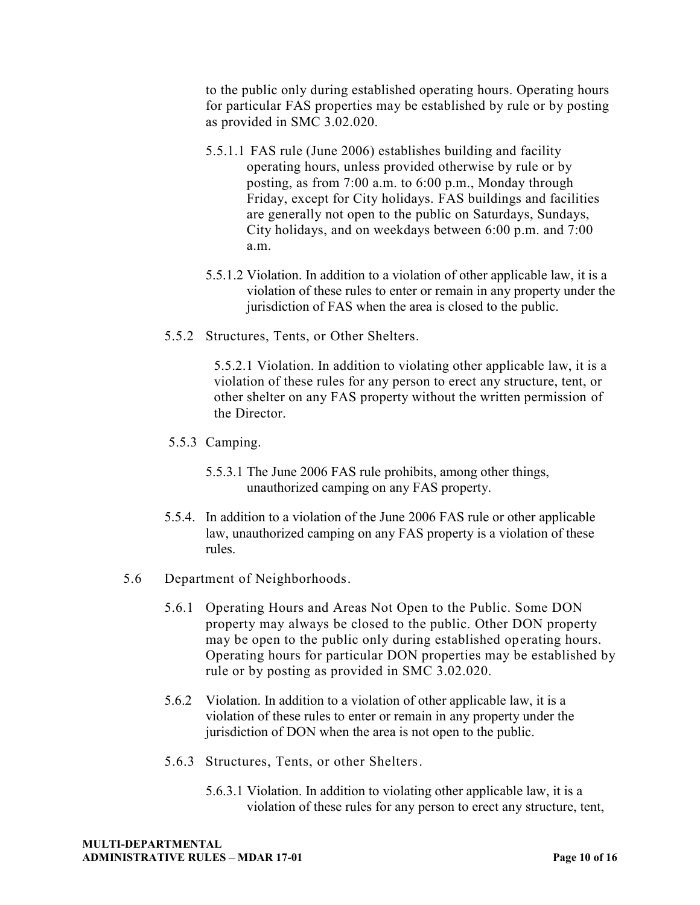to the public only during established operating hours. Operating hours for particular FAS properties may be established by rule or by posting as provided in SMC 3.02.020.

5.5.1.1 FAS rule (June 2006) establishes building and facility operating hours, unless provided otherwise by rule or by posting, as from 7:00 a.m. to 6:00 p.m., Monday through Friday, except for City holidays. FAS buildings and facilities are generally not open to the public on Saturdays, Sundays, City holidays, and on weekdays between 6:00 p.m. and 7:00 a.m.

5.5.1.2 Violation. In addition to a violation of other applicable law, it is a violation of these rules to enter or remain in any property under the jurisdiction of FAS when the area is closed to the public.

5.5.2 Structures, Tents, or Other Shelters.

5.5.2.1 Violation. In addition to violating other applicable law, it is a violation of these rules for any person to erect any structure, tent, or other shelter on any FAS property without the written permission of the Director.

5.5.3 Camping.

5.5.3.1 The June 2006 FAS rule prohibits, among other things, unauthorized camping on any FAS property.

5.5.4. In addition to a violation of the June 2006 FAS rule or other applicable law, unauthorized camping on any FAS property is a violation of these rules.

5.6 Department of Neighborhoods.

5.6.1 Operating Hours and Areas Not Open to the Public. Some DON property may always be closed to the public. Other DON property may be open to the public only during established operating hours. Operating hours for particular DON properties may be established by rule or by posting as provided in SMC 3.02.020.

5.6.2 Violation. In addition to a violation of other applicable law, it is a violation of these rules to enter or remain in any property under the jurisdiction of DON when the area is not open to the public.

5.6.3 Structures, Tents, or other Shelters.

5.6.3.1 Violation. In addition to violating other applicable law, it is a violation of these rules for any person to erect any structure, tent,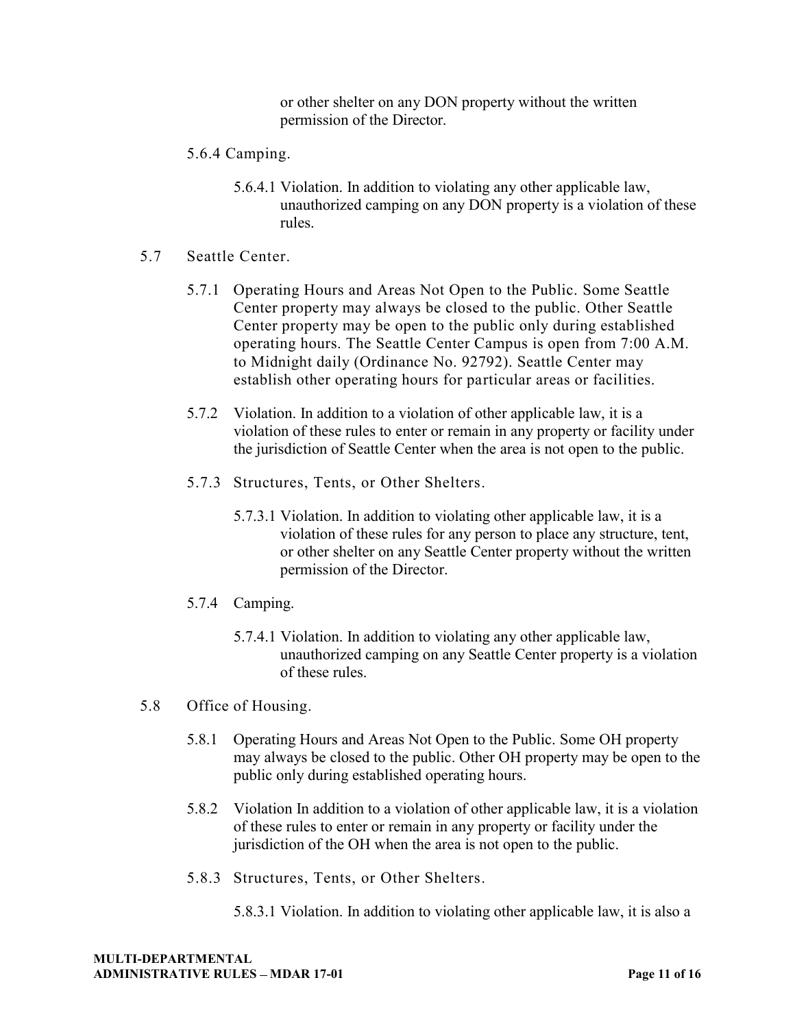or other shelter on any DON property without the written permission of the Director.

5.6.4 Camping.

5.6.4.1 Violation. In addition to violating any other applicable law, unauthorized camping on any DON property is a violation of these rules.

5.7 Seattle Center.

5.7.1 Operating Hours and Areas Not Open to the Public. Some Seattle Center property may always be closed to the public. Other Seattle Center property may be open to the public only during established operating hours. The Seattle Center Campus is open from 7:00 A.M. to Midnight daily (Ordinance No. 92792). Seattle Center may establish other operating hours for particular areas or facilities.

5.7.2 Violation. In addition to a violation of other applicable law, it is a violation of these rules to enter or remain in any property or facility under the jurisdiction of Seattle Center when the area is not open to the public.

5.7.3 Structures, Tents, or Other Shelters.

5.7.3.1 Violation. In addition to violating other applicable law, it is a violation of these rules for any person to place any structure, tent, or other shelter on any Seattle Center property without the written permission of the Director.

5.7.4 Camping.

5.7.4.1 Violation. In addition to violating any other applicable law, unauthorized camping on any Seattle Center property is a violation of these rules.

5.8 Office of Housing.

5.8.1 Operating Hours and Areas Not Open to the Public. Some OH property may always be closed to the public. Other OH property may be open to the public only during established operating hours.

5.8.2 Violation In addition to a violation of other applicable law, it is a violation of these rules to enter or remain in any property or facility under the jurisdiction of the OH when the area is not open to the public.

5.8.3 Structures, Tents, or Other Shelters.

5.8.3.1 Violation. In addition to violating other applicable law, it is also a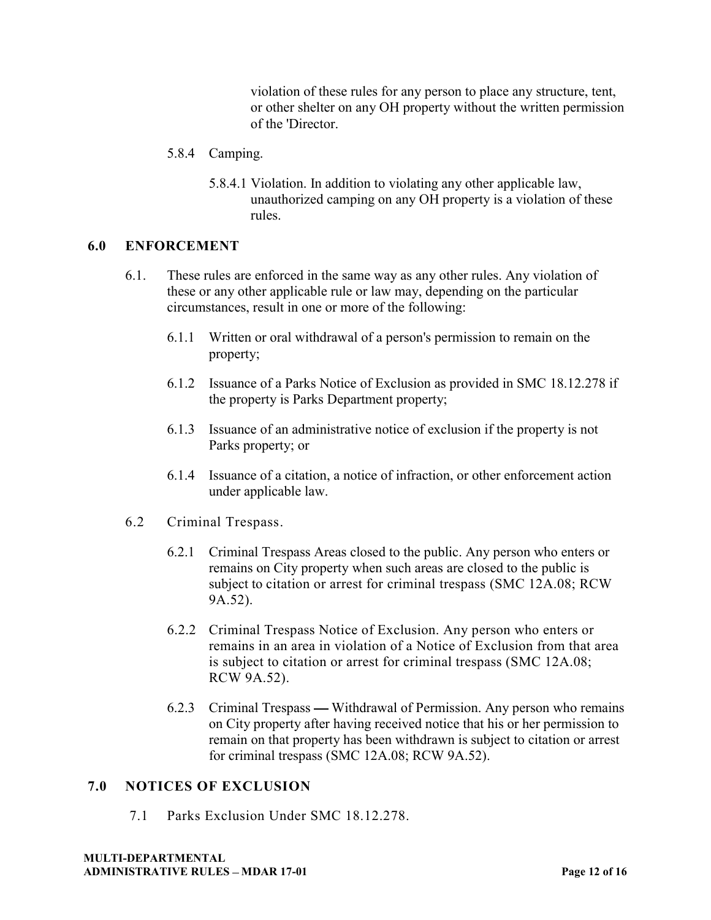violation of these rules for any person to place any structure, tent, or other shelter on any OH property without the written permission of the 'Director.

5.8.4 Camping.

5.8.4.1 Violation. In addition to violating any other applicable law, unauthorized camping on any OH property is a violation of these rules.

## 6.0 ENFORCEMENT

6.1. These rules are enforced in the same way as any other rules. Any violation of these or any other applicable rule or law may, depending on the particular circumstances, result in one or more of the following:

6.1.1 Written or oral withdrawal of a person's permission to remain on the property;

6.1.2 Issuance of a Parks Notice of Exclusion as provided in SMC 18.12.278 if the property is Parks Department property;

6.1.3 Issuance of an administrative notice of exclusion if the property is not Parks property; or

6.1.4 Issuance of a citation, a notice of infraction, or other enforcement action under applicable law.

6.2 Criminal Trespass.

6.2.1 Criminal Trespass Areas closed to the public. Any person who enters or remains on City property when such areas are closed to the public is subject to citation or arrest for criminal trespass (SMC 12A.08; RCW 9A.52).

6.2.2 Criminal Trespass Notice of Exclusion. Any person who enters or remains in an area in violation of a Notice of Exclusion from that area is subject to citation or arrest for criminal trespass (SMC 12A.08; RCW 9A.52).

6.2.3 Criminal Trespass — Withdrawal of Permission. Any person who remains on City property after having received notice that his or her permission to remain on that property has been withdrawn is subject to citation or arrest for criminal trespass (SMC 12A.08; RCW 9A.52).

## 7.0 NOTICES OF EXCLUSION

7.1 Parks Exclusion Under SMC 18.12.278.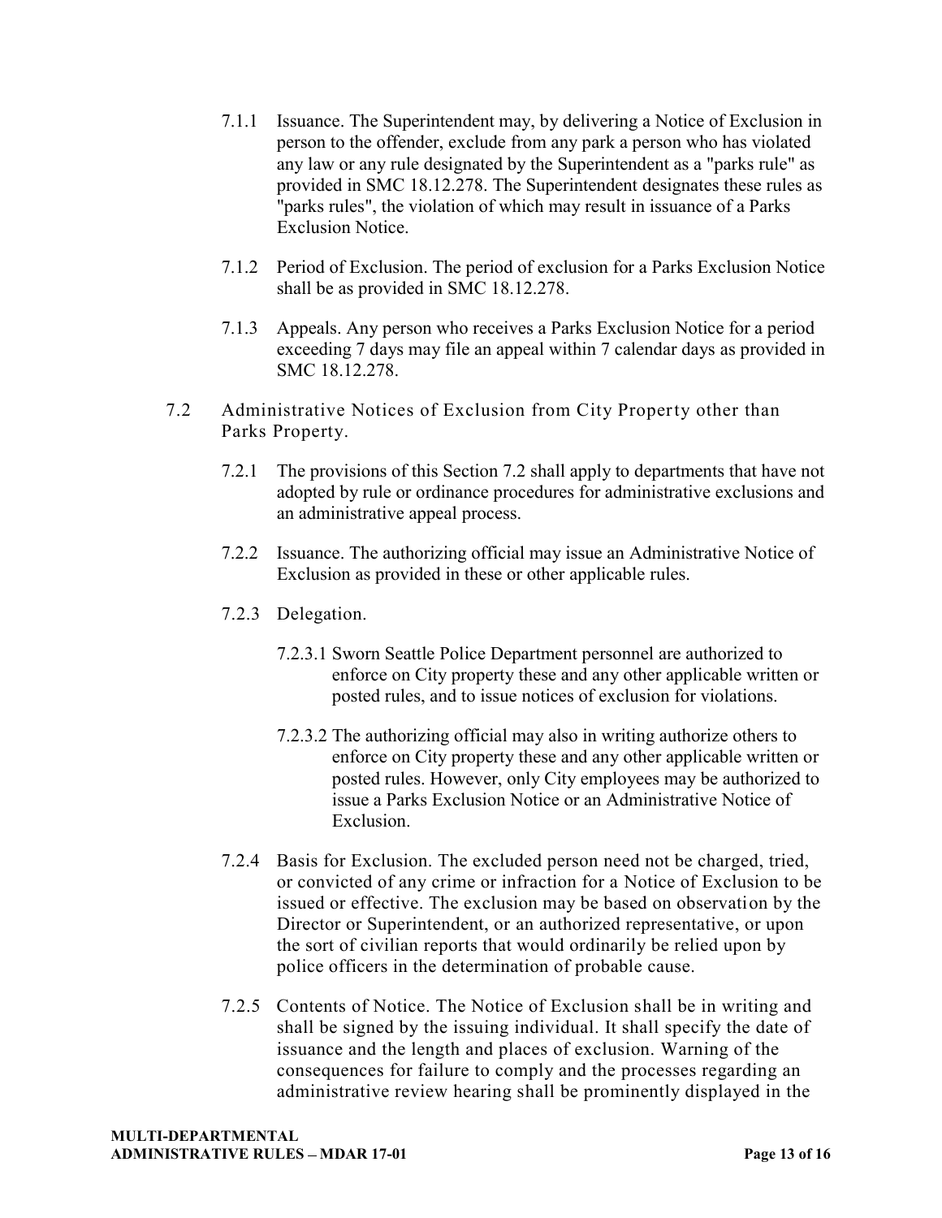7.1.1 Issuance. The Superintendent may, by delivering a Notice of Exclusion in person to the offender, exclude from any park a person who has violated any law or any rule designated by the Superintendent as a "parks rule" as provided in SMC 18.12.278. The Superintendent designates these rules as "parks rules", the violation of which may result in issuance of a Parks Exclusion Notice.

7.1.2 Period of Exclusion. The period of exclusion for a Parks Exclusion Notice shall be as provided in SMC 18.12.278.

7.1.3 Appeals. Any person who receives a Parks Exclusion Notice for a period exceeding 7 days may file an appeal within 7 calendar days as provided in SMC 18.12.278.

7.2 Administrative Notices of Exclusion from City Property other than Parks Property.

7.2.1 The provisions of this Section 7.2 shall apply to departments that have not adopted by rule or ordinance procedures for administrative exclusions and an administrative appeal process.

7.2.2 Issuance. The authorizing official may issue an Administrative Notice of Exclusion as provided in these or other applicable rules.

7.2.3 Delegation.

7.2.3.1 Sworn Seattle Police Department personnel are authorized to enforce on City property these and any other applicable written or posted rules, and to issue notices of exclusion for violations.

7.2.3.2 The authorizing official may also in writing authorize others to enforce on City property these and any other applicable written or posted rules. However, only City employees may be authorized to issue a Parks Exclusion Notice or an Administrative Notice of Exclusion.

7.2.4 Basis for Exclusion. The excluded person need not be charged, tried, or convicted of any crime or infraction for a Notice of Exclusion to be issued or effective. The exclusion may be based on observation by the Director or Superintendent, or an authorized representative, or upon the sort of civilian reports that would ordinarily be relied upon by police officers in the determination of probable cause.

7.2.5 Contents of Notice. The Notice of Exclusion shall be in writing and shall be signed by the issuing individual. It shall specify the date of issuance and the length and places of exclusion. Warning of the consequences for failure to comply and the processes regarding an administrative review hearing shall be prominently displayed in the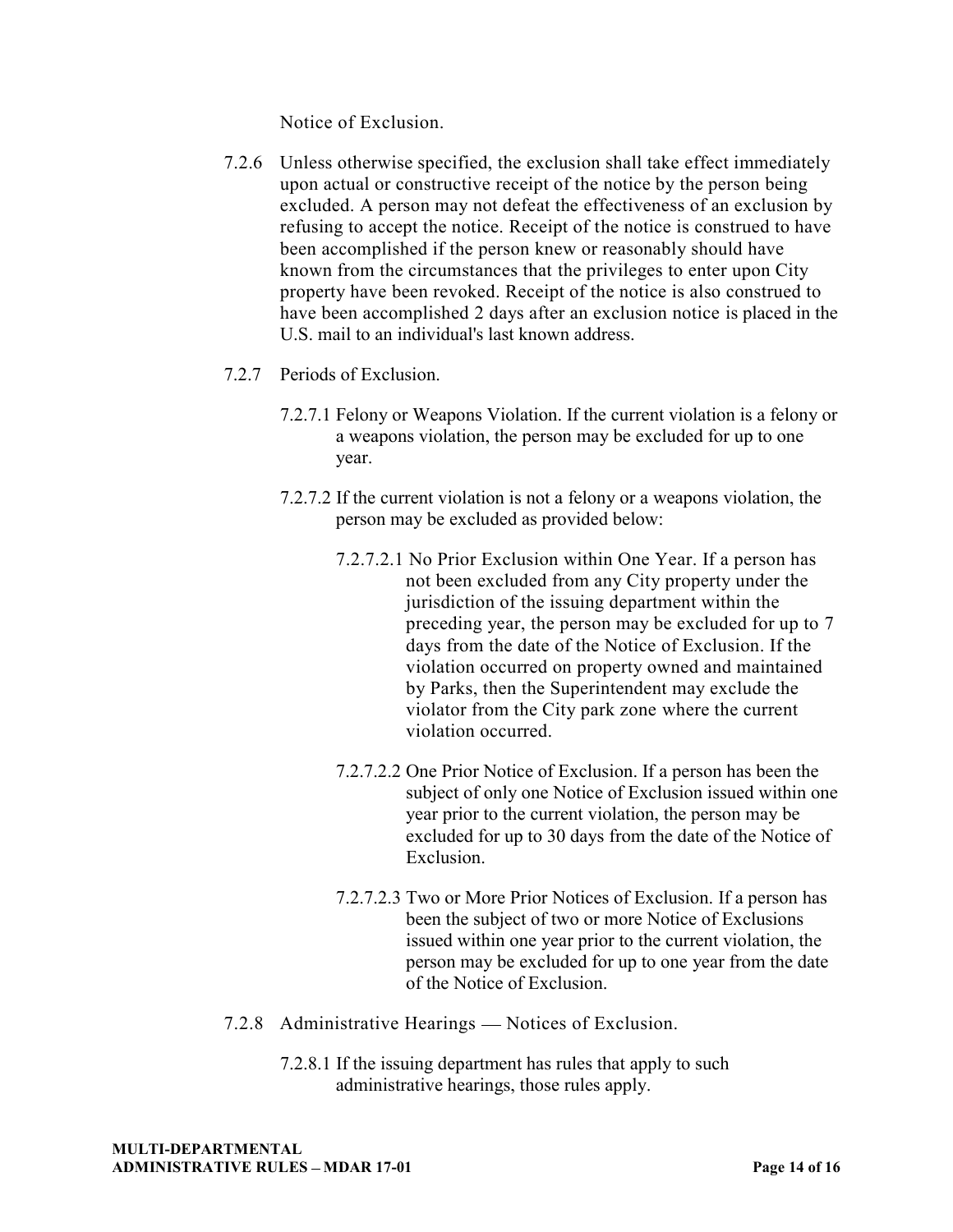Notice of Exclusion.

7.2.6 Unless otherwise specified, the exclusion shall take effect immediately upon actual or constructive receipt of the notice by the person being excluded. A person may not defeat the effectiveness of an exclusion by refusing to accept the notice. Receipt of the notice is construed to have been accomplished if the person knew or reasonably should have known from the circumstances that the privileges to enter upon City property have been revoked. Receipt of the notice is also construed to have been accomplished 2 days after an exclusion notice is placed in the U.S. mail to an individual's last known address.

7.2.7 Periods of Exclusion.

7.2.7.1 Felony or Weapons Violation. If the current violation is a felony or a weapons violation, the person may be excluded for up to one year.

7.2.7.2 If the current violation is not a felony or a weapons violation, the person may be excluded as provided below:

7.2.7.2.1 No Prior Exclusion within One Year. If a person has not been excluded from any City property under the jurisdiction of the issuing department within the preceding year, the person may be excluded for up to 7 days from the date of the Notice of Exclusion. If the violation occurred on property owned and maintained by Parks, then the Superintendent may exclude the violator from the City park zone where the current violation occurred.

7.2.7.2.2 One Prior Notice of Exclusion. If a person has been the subject of only one Notice of Exclusion issued within one year prior to the current violation, the person may be excluded for up to 30 days from the date of the Notice of Exclusion.

7.2.7.2.3 Two or More Prior Notices of Exclusion. If a person has been the subject of two or more Notice of Exclusions issued within one year prior to the current violation, the person may be excluded for up to one year from the date of the Notice of Exclusion.

7.2.8 Administrative Hearings — Notices of Exclusion.

7.2.8.1 If the issuing department has rules that apply to such administrative hearings, those rules apply.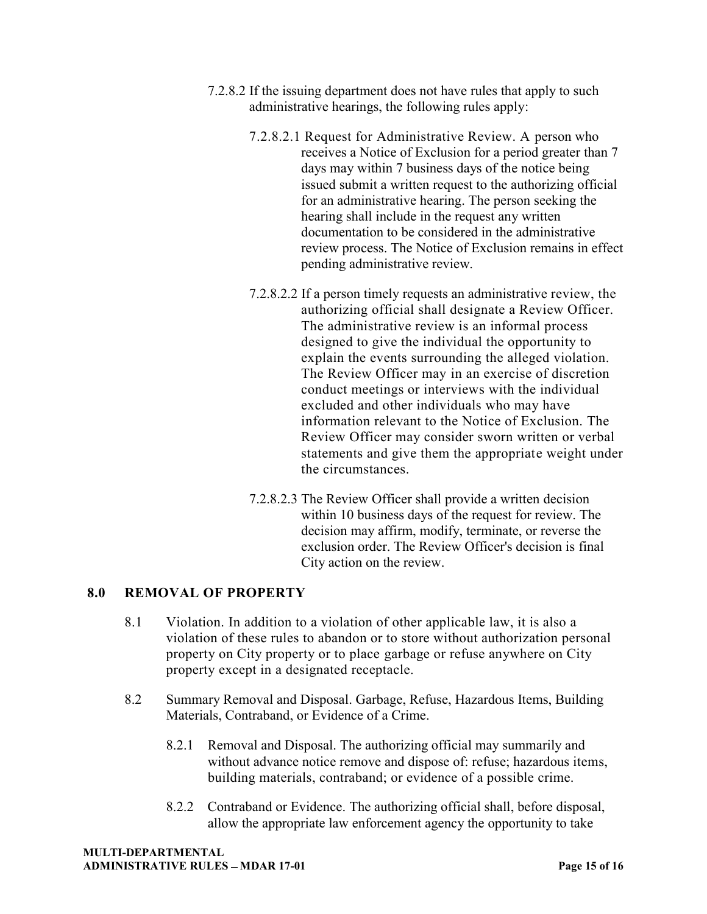7.2.8.2 If the issuing department does not have rules that apply to such administrative hearings, the following rules apply:

7.2.8.2.1 Request for Administrative Review. A person who receives a Notice of Exclusion for a period greater than 7 days may within 7 business days of the notice being issued submit a written request to the authorizing official for an administrative hearing. The person seeking the hearing shall include in the request any written documentation to be considered in the administrative review process. The Notice of Exclusion remains in effect pending administrative review.

7.2.8.2.2 If a person timely requests an administrative review, the authorizing official shall designate a Review Officer. The administrative review is an informal process designed to give the individual the opportunity to explain the events surrounding the alleged violation. The Review Officer may in an exercise of discretion conduct meetings or interviews with the individual excluded and other individuals who may have information relevant to the Notice of Exclusion. The Review Officer may consider sworn written or verbal statements and give them the appropriate weight under the circumstances.

7.2.8.2.3 The Review Officer shall provide a written decision within 10 business days of the request for review. The decision may affirm, modify, terminate, or reverse the exclusion order. The Review Officer's decision is final City action on the review.

## 8.0 REMOVAL OF PROPERTY

8.1 Violation. In addition to a violation of other applicable law, it is also a violation of these rules to abandon or to store without authorization personal property on City property or to place garbage or refuse anywhere on City property except in a designated receptacle.

8.2 Summary Removal and Disposal. Garbage, Refuse, Hazardous Items, Building Materials, Contraband, or Evidence of a Crime.

8.2.1 Removal and Disposal. The authorizing official may summarily and without advance notice remove and dispose of: refuse; hazardous items, building materials, contraband; or evidence of a possible crime.

8.2.2 Contraband or Evidence. The authorizing official shall, before disposal, allow the appropriate law enforcement agency the opportunity to take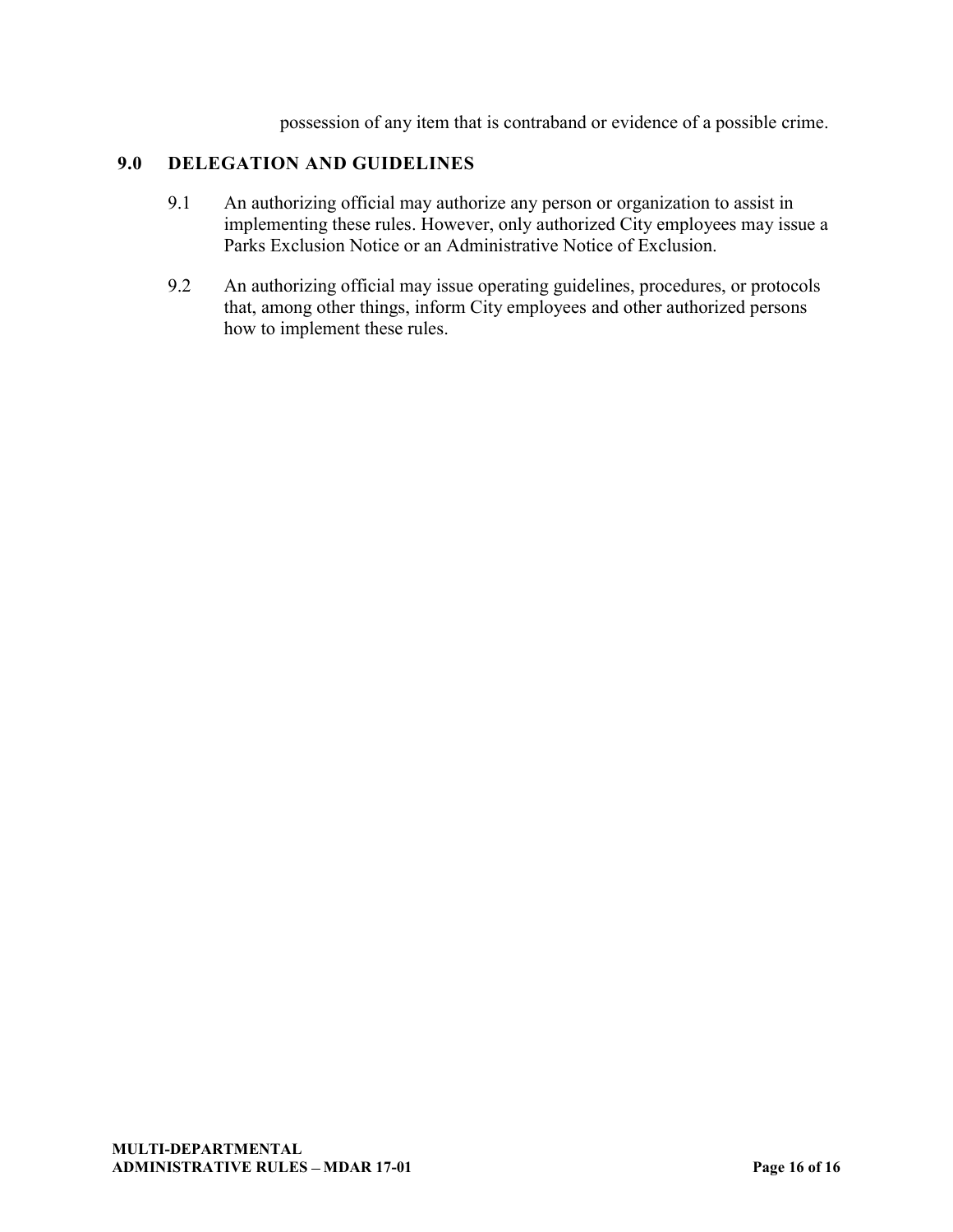possession of any item that is contraband or evidence of a possible crime.

## 9.0 DELEGATION AND GUIDELINES

9.1 An authorizing official may authorize any person or organization to assist in implementing these rules. However, only authorized City employees may issue a Parks Exclusion Notice or an Administrative Notice of Exclusion.

9.2 An authorizing official may issue operating guidelines, procedures, or protocols that, among other things, inform City employees and other authorized persons how to implement these rules.